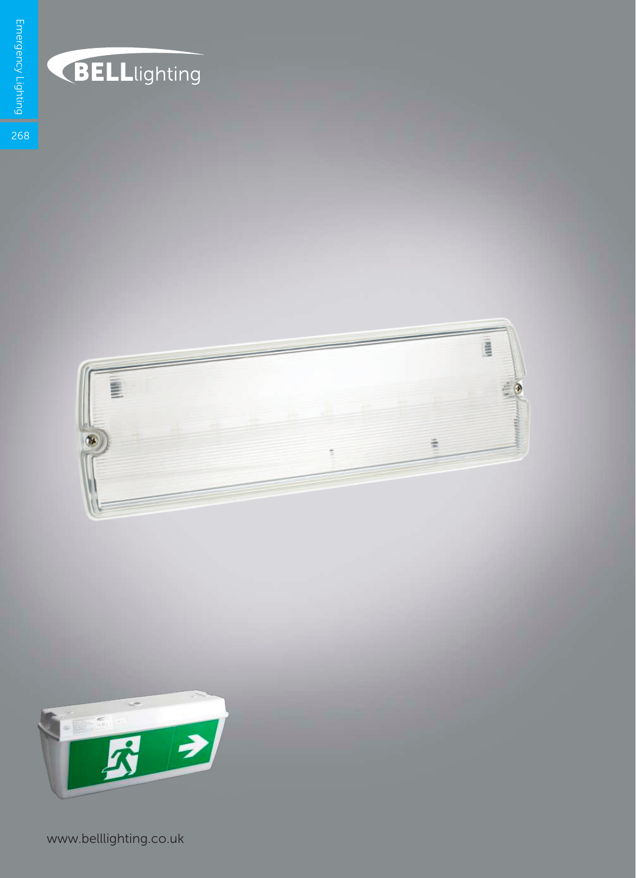BELLlighting

www.belllighting.co.uk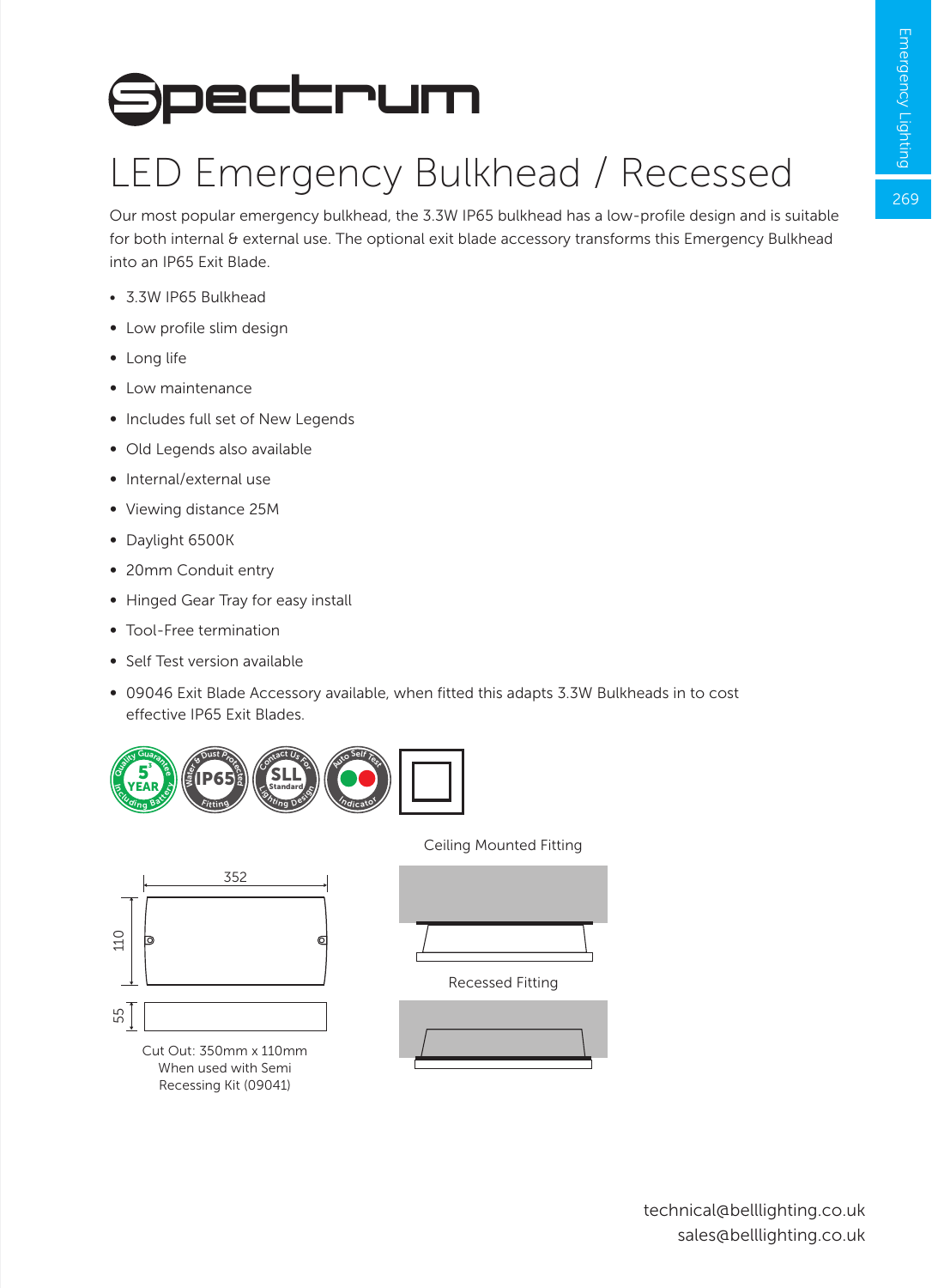# Spectrum

## LED Emergency Bulkhead / Recessed

Our most popular emergency bulkhead, the 3.3W IP65 bulkhead has a low-profile design and is suitable for both internal & external use. The optional exit blade accessory transforms this Emergency Bulkhead into an IP65 Exit Blade.

- 3.3W IP65 Bulkhead
- Low profile slim design
- Long life
- Low maintenance
- Includes full set of New Legends
- Old Legends also available
- Internal/external use
- Viewing distance 25M
- Daylight 6500K
- 20mm Conduit entry
- Hinged Gear Tray for easy install
- Tool-Free termination
- Self Test version available
- 09046 Exit Blade Accessory available, when fitted this adapts 3.3W Bulkheads in to cost effective IP65 Exit Blades.

352

110

55

Cut Out: 350mm x 110mm When used with Semi Recessing Kit (09041)

Ceiling Mounted Fitting

Recessed Fitting

technical@belllighting.co.uk
sales@belllighting.co.uk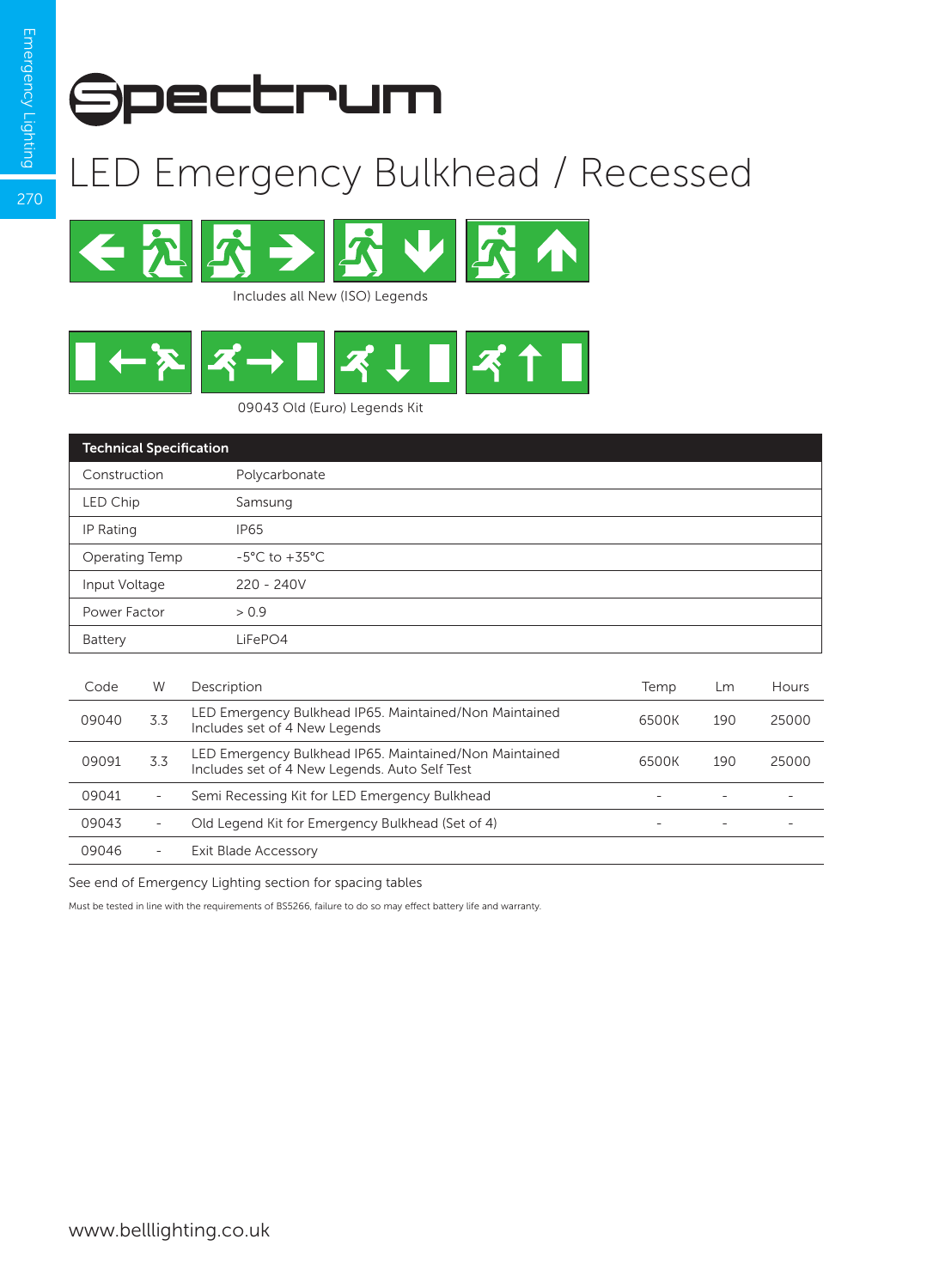# Spectrum

## LED Emergency Bulkhead / Recessed

Includes all New (ISO) Legends

09043 Old (Euro) Legends Kit

| Technical Specification | |
|---|---|
| Construction | Polycarbonate |
| LED Chip | Samsung |
| IP Rating | IP65 |
| Operating Temp | -5°C to +35°C |
| Input Voltage | 220 - 240V |
| Power Factor | > 0.9 |
| Battery | LiFePO4 |

| Code | W | Description | Temp | Lm | Hours |
|---|---|---|---|---|---|
| 09040 | 3.3 | LED Emergency Bulkhead IP65. Maintained/Non Maintained Includes set of 4 New Legends | 6500K | 190 | 25000 |
| 09091 | 3.3 | LED Emergency Bulkhead IP65. Maintained/Non Maintained Includes set of 4 New Legends. Auto Self Test | 6500K | 190 | 25000 |
| 09041 | - | Semi Recessing Kit for LED Emergency Bulkhead | - | - | - |
| 09043 | - | Old Legend Kit for Emergency Bulkhead (Set of 4) | - | - | - |
| 09046 | - | Exit Blade Accessory | | | |

See end of Emergency Lighting section for spacing tables

Must be tested in line with the requirements of BS5266, failure to do so may effect battery life and warranty.

www.belllighting.co.uk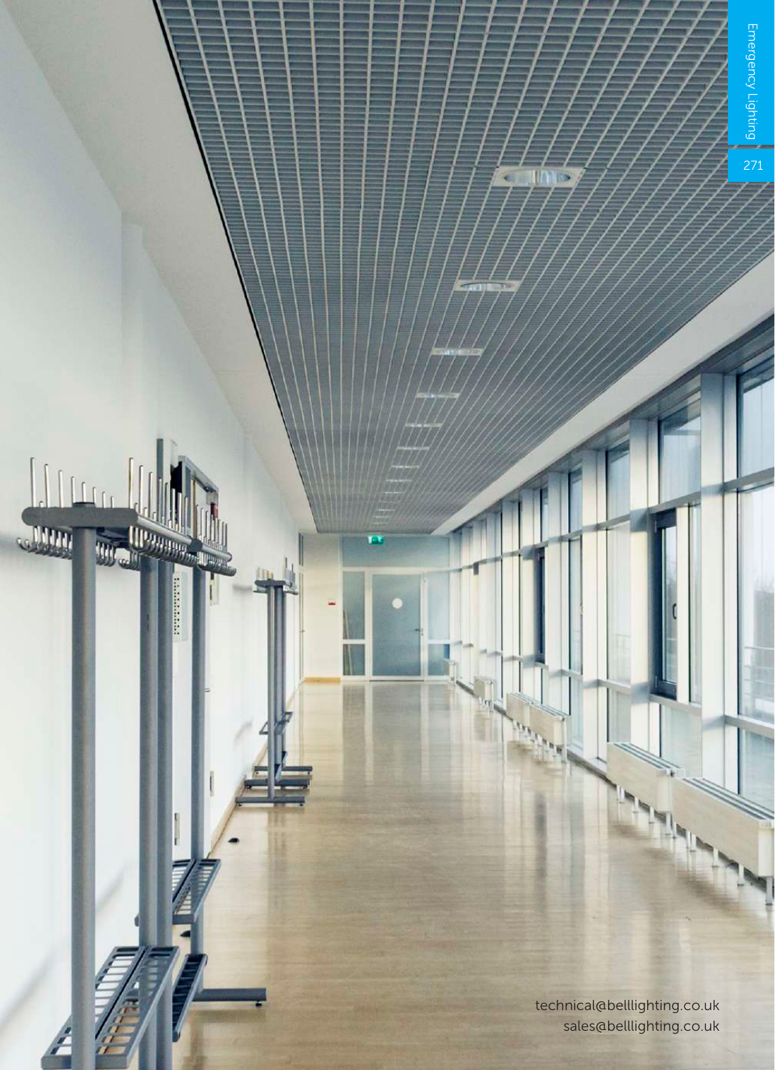technical@belllighting.co.uk
sales@belllighting.co.uk